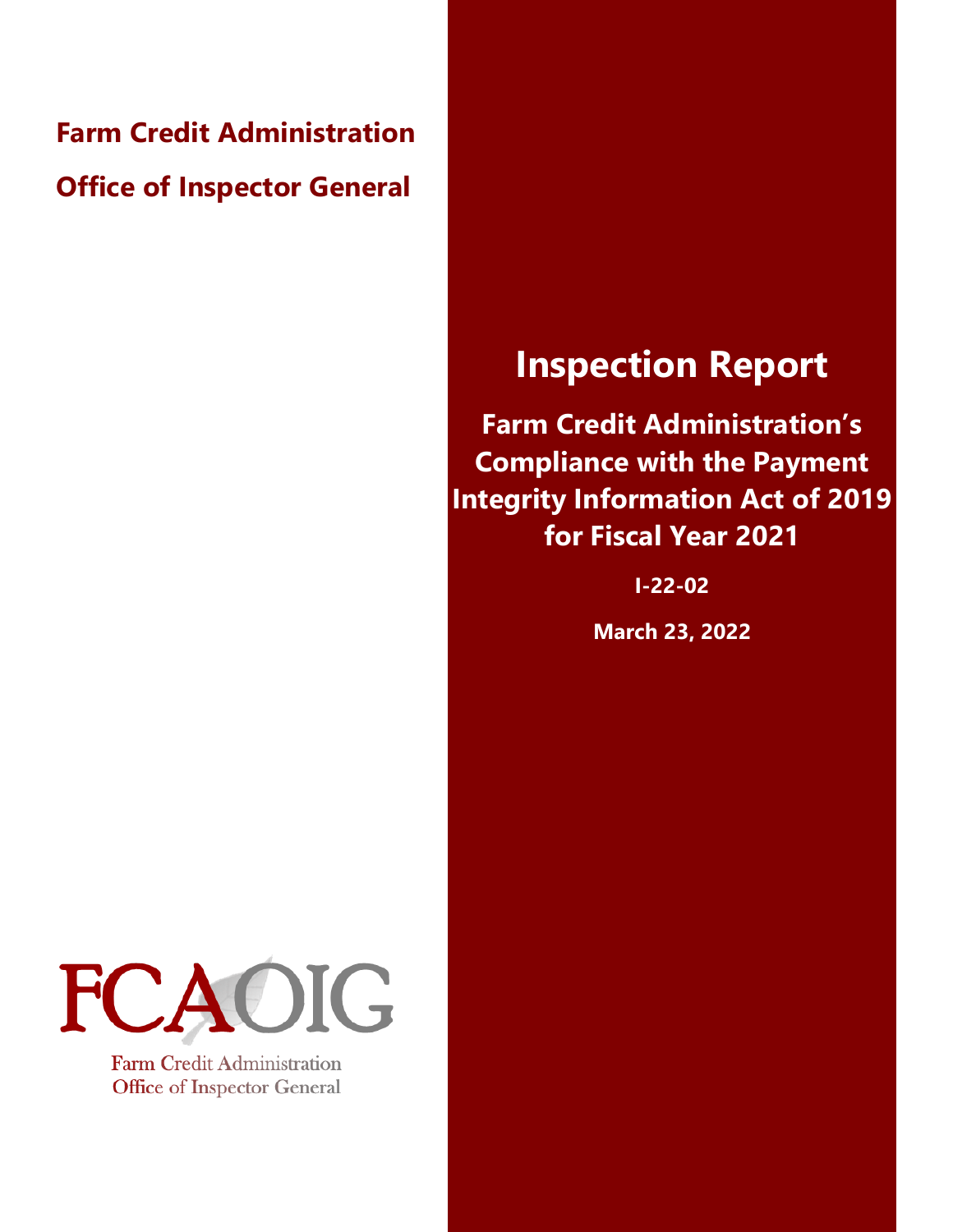**Farm Credit Administration**

**Office of Inspector General**

# Inspection Report

## Farm Credit Administration's Compliance with the Payment Integrity Information Act of 2019 for Fiscal Year 2021

**I-22-02**

**March 23, 2022**

FCAOIG

Farm Credit Administration
Office of Inspector General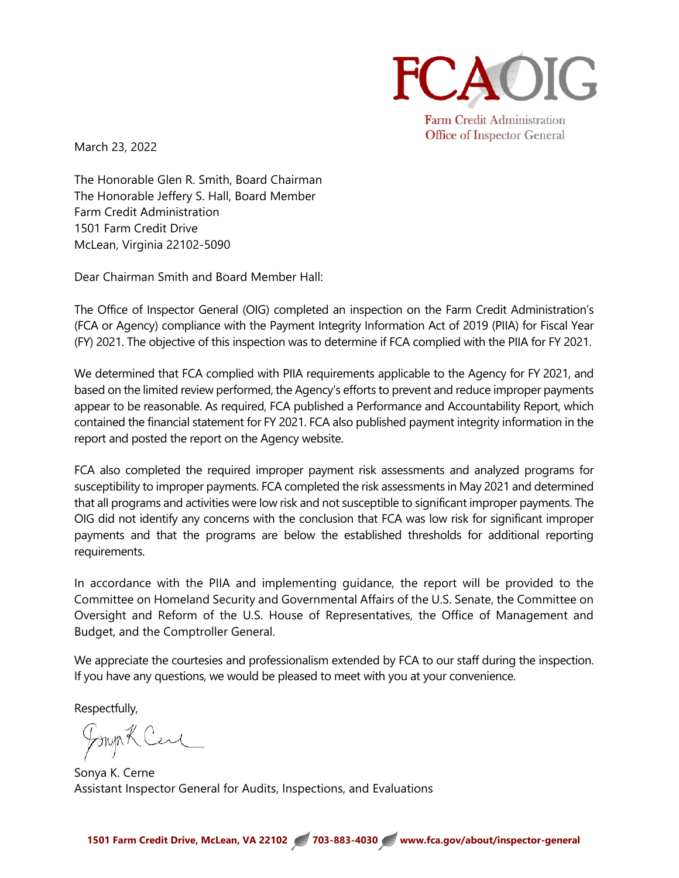March 23, 2022

The Honorable Glen R. Smith, Board Chairman  
The Honorable Jeffery S. Hall, Board Member  
Farm Credit Administration  
1501 Farm Credit Drive  
McLean, Virginia 22102-5090

Dear Chairman Smith and Board Member Hall:

The Office of Inspector General (OIG) completed an inspection on the Farm Credit Administration's (FCA or Agency) compliance with the Payment Integrity Information Act of 2019 (PIIA) for Fiscal Year (FY) 2021. The objective of this inspection was to determine if FCA complied with the PIIA for FY 2021.

We determined that FCA complied with PIIA requirements applicable to the Agency for FY 2021, and based on the limited review performed, the Agency's efforts to prevent and reduce improper payments appear to be reasonable. As required, FCA published a Performance and Accountability Report, which contained the financial statement for FY 2021. FCA also published payment integrity information in the report and posted the report on the Agency website.

FCA also completed the required improper payment risk assessments and analyzed programs for susceptibility to improper payments. FCA completed the risk assessments in May 2021 and determined that all programs and activities were low risk and not susceptible to significant improper payments. The OIG did not identify any concerns with the conclusion that FCA was low risk for significant improper payments and that the programs are below the established thresholds for additional reporting requirements.

In accordance with the PIIA and implementing guidance, the report will be provided to the Committee on Homeland Security and Governmental Affairs of the U.S. Senate, the Committee on Oversight and Reform of the U.S. House of Representatives, the Office of Management and Budget, and the Comptroller General.

We appreciate the courtesies and professionalism extended by FCA to our staff during the inspection. If you have any questions, we would be pleased to meet with you at your convenience.

Respectfully,

Sonya K. Cerne  
Assistant Inspector General for Audits, Inspections, and Evaluations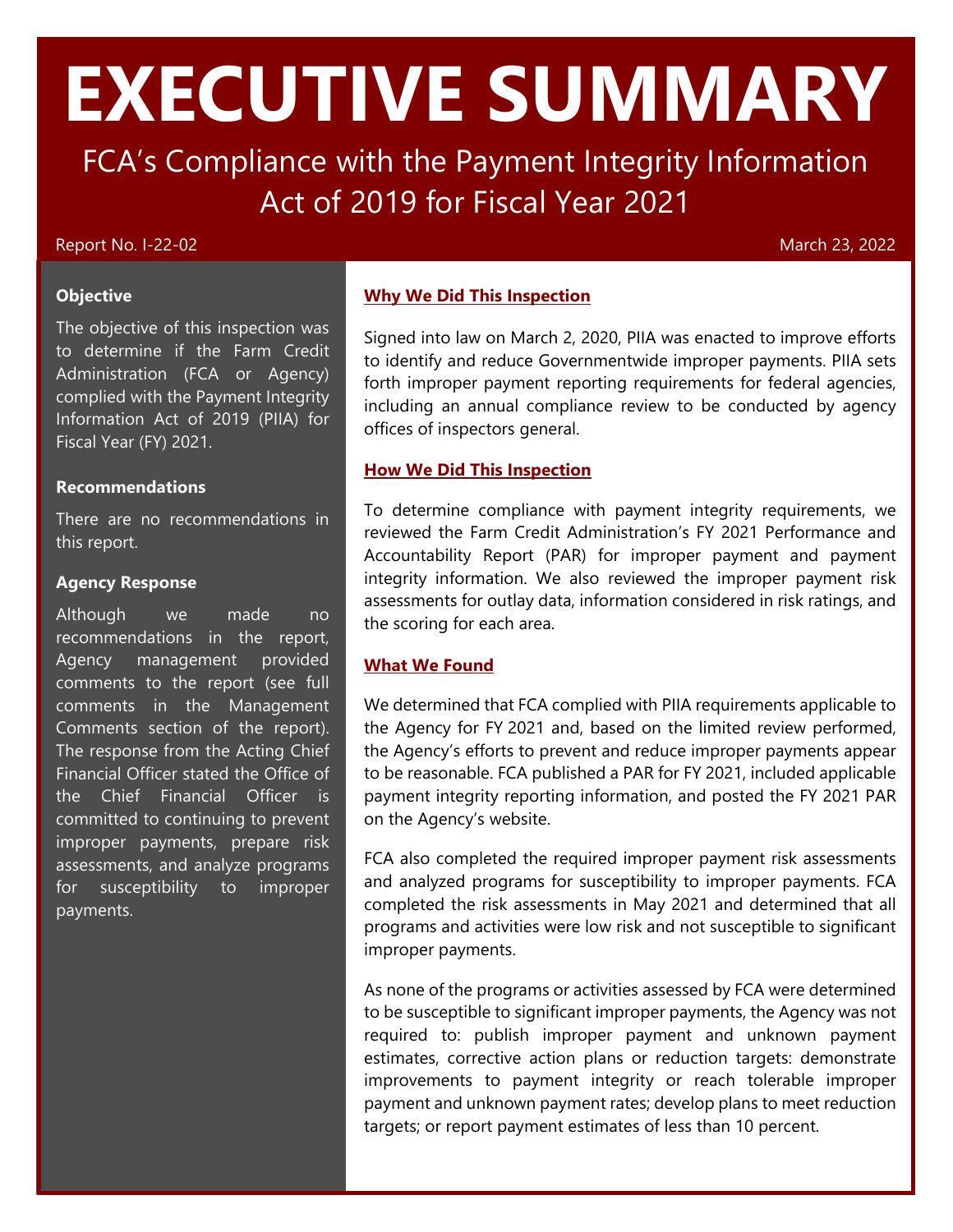# EXECUTIVE SUMMARY

## FCA's Compliance with the Payment Integrity Information Act of 2019 for Fiscal Year 2021

Report No. I-22-02

March 23, 2022

### Objective

The objective of this inspection was to determine if the Farm Credit Administration (FCA or Agency) complied with the Payment Integrity Information Act of 2019 (PIIA) for Fiscal Year (FY) 2021.

### Recommendations

There are no recommendations in this report.

### Agency Response

Although we made no recommendations in the report, Agency management provided comments to the report (see full comments in the Management Comments section of the report). The response from the Acting Chief Financial Officer stated the Office of the Chief Financial Officer is committed to continuing to prevent improper payments, prepare risk assessments, and analyze programs for susceptibility to improper payments.

### Why We Did This Inspection

Signed into law on March 2, 2020, PIIA was enacted to improve efforts to identify and reduce Governmentwide improper payments. PIIA sets forth improper payment reporting requirements for federal agencies, including an annual compliance review to be conducted by agency offices of inspectors general.

### How We Did This Inspection

To determine compliance with payment integrity requirements, we reviewed the Farm Credit Administration's FY 2021 Performance and Accountability Report (PAR) for improper payment and payment integrity information. We also reviewed the improper payment risk assessments for outlay data, information considered in risk ratings, and the scoring for each area.

### What We Found

We determined that FCA complied with PIIA requirements applicable to the Agency for FY 2021 and, based on the limited review performed, the Agency's efforts to prevent and reduce improper payments appear to be reasonable. FCA published a PAR for FY 2021, included applicable payment integrity reporting information, and posted the FY 2021 PAR on the Agency's website.

FCA also completed the required improper payment risk assessments and analyzed programs for susceptibility to improper payments. FCA completed the risk assessments in May 2021 and determined that all programs and activities were low risk and not susceptible to significant improper payments.

As none of the programs or activities assessed by FCA were determined to be susceptible to significant improper payments, the Agency was not required to: publish improper payment and unknown payment estimates, corrective action plans or reduction targets: demonstrate improvements to payment integrity or reach tolerable improper payment and unknown payment rates; develop plans to meet reduction targets; or report payment estimates of less than 10 percent.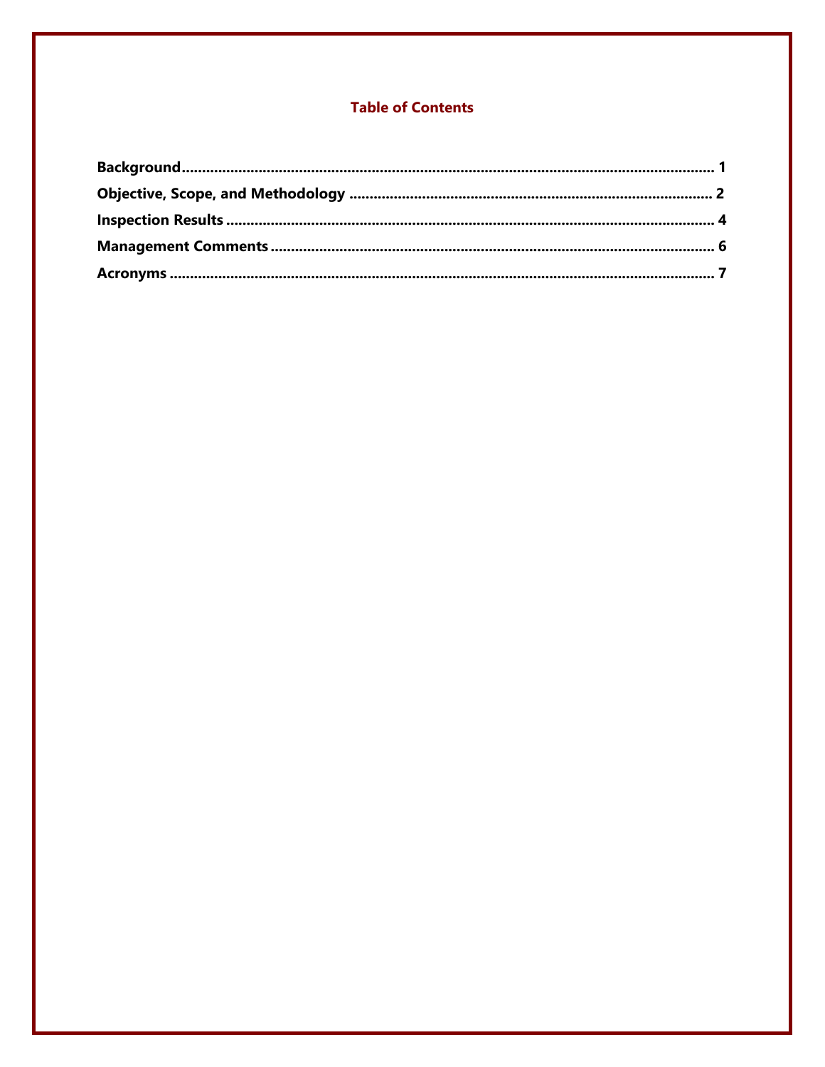## Table of Contents

**Background** .......... 1

**Objective, Scope, and Methodology** .......... 2

**Inspection Results** .......... 4

**Management Comments** .......... 6

**Acronyms** .......... 7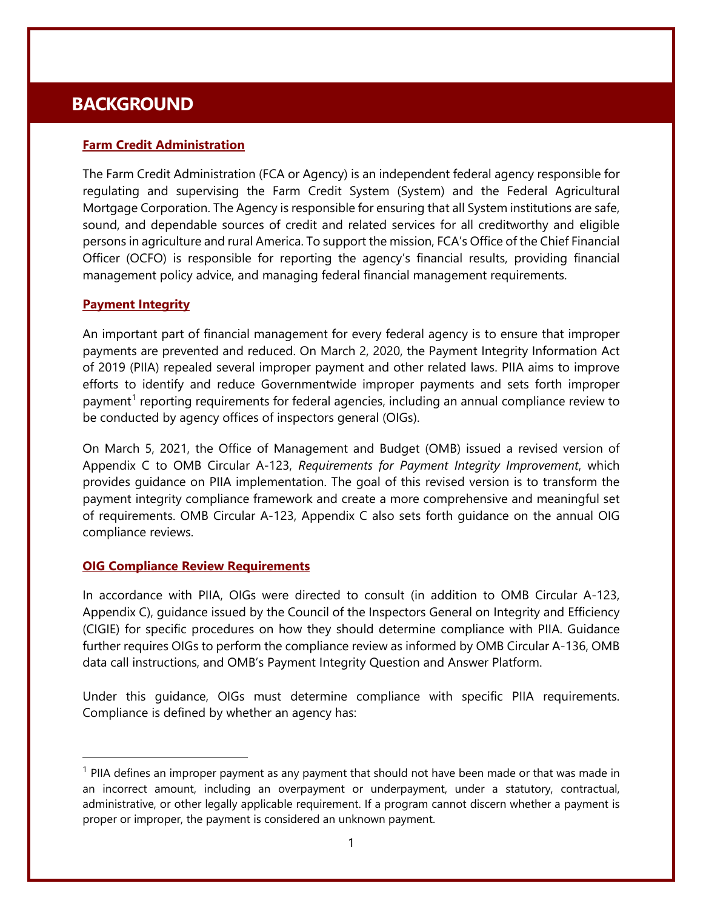# BACKGROUND

## Farm Credit Administration

The Farm Credit Administration (FCA or Agency) is an independent federal agency responsible for regulating and supervising the Farm Credit System (System) and the Federal Agricultural Mortgage Corporation. The Agency is responsible for ensuring that all System institutions are safe, sound, and dependable sources of credit and related services for all creditworthy and eligible persons in agriculture and rural America. To support the mission, FCA's Office of the Chief Financial Officer (OCFO) is responsible for reporting the agency's financial results, providing financial management policy advice, and managing federal financial management requirements.

## Payment Integrity

An important part of financial management for every federal agency is to ensure that improper payments are prevented and reduced. On March 2, 2020, the Payment Integrity Information Act of 2019 (PIIA) repealed several improper payment and other related laws. PIIA aims to improve efforts to identify and reduce Governmentwide improper payments and sets forth improper payment[1] reporting requirements for federal agencies, including an annual compliance review to be conducted by agency offices of inspectors general (OIGs).

On March 5, 2021, the Office of Management and Budget (OMB) issued a revised version of Appendix C to OMB Circular A-123, *Requirements for Payment Integrity Improvement*, which provides guidance on PIIA implementation. The goal of this revised version is to transform the payment integrity compliance framework and create a more comprehensive and meaningful set of requirements. OMB Circular A-123, Appendix C also sets forth guidance on the annual OIG compliance reviews.

## OIG Compliance Review Requirements

In accordance with PIIA, OIGs were directed to consult (in addition to OMB Circular A-123, Appendix C), guidance issued by the Council of the Inspectors General on Integrity and Efficiency (CIGIE) for specific procedures on how they should determine compliance with PIIA. Guidance further requires OIGs to perform the compliance review as informed by OMB Circular A-136, OMB data call instructions, and OMB's Payment Integrity Question and Answer Platform.

Under this guidance, OIGs must determine compliance with specific PIIA requirements. Compliance is defined by whether an agency has:

[1] PIIA defines an improper payment as any payment that should not have been made or that was made in an incorrect amount, including an overpayment or underpayment, under a statutory, contractual, administrative, or other legally applicable requirement. If a program cannot discern whether a payment is proper or improper, the payment is considered an unknown payment.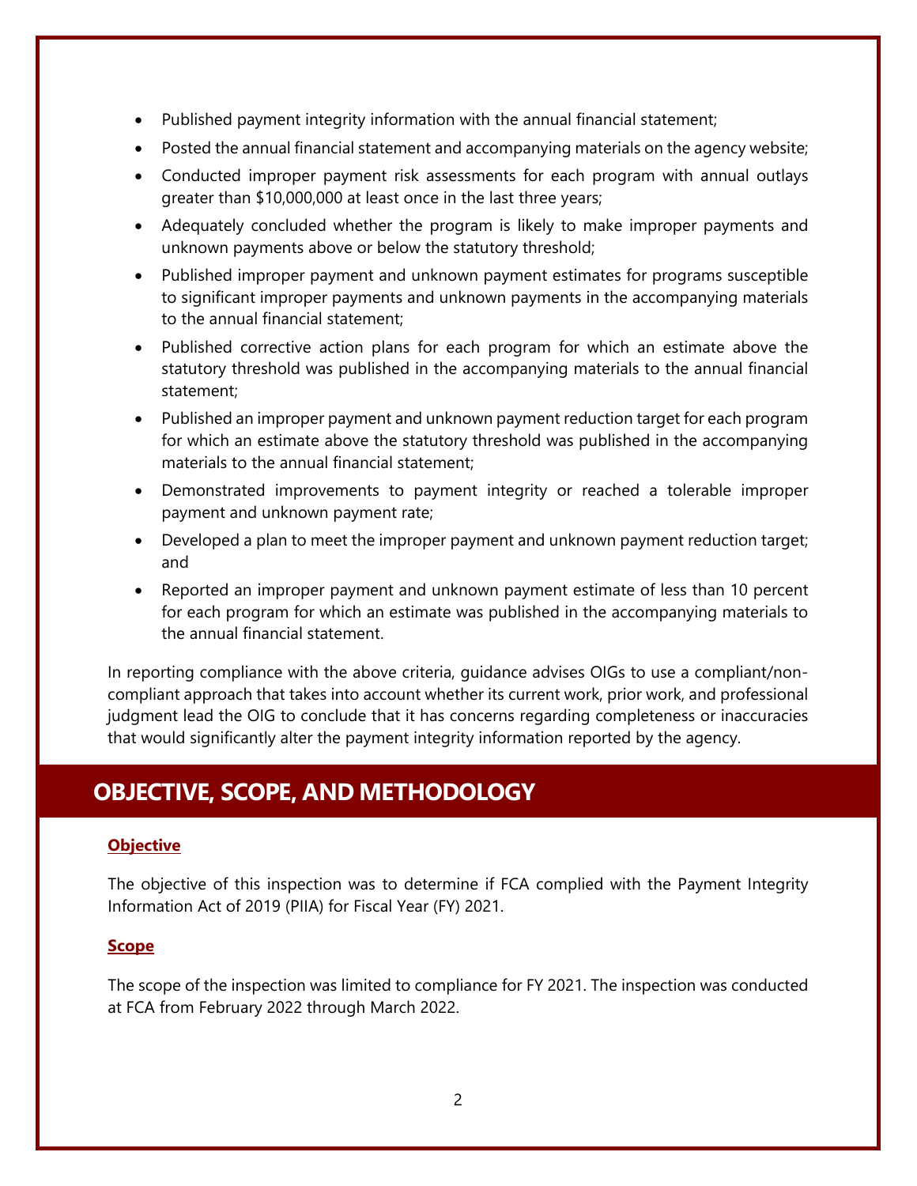- Published payment integrity information with the annual financial statement;
- Posted the annual financial statement and accompanying materials on the agency website;
- Conducted improper payment risk assessments for each program with annual outlays greater than $10,000,000 at least once in the last three years;
- Adequately concluded whether the program is likely to make improper payments and unknown payments above or below the statutory threshold;
- Published improper payment and unknown payment estimates for programs susceptible to significant improper payments and unknown payments in the accompanying materials to the annual financial statement;
- Published corrective action plans for each program for which an estimate above the statutory threshold was published in the accompanying materials to the annual financial statement;
- Published an improper payment and unknown payment reduction target for each program for which an estimate above the statutory threshold was published in the accompanying materials to the annual financial statement;
- Demonstrated improvements to payment integrity or reached a tolerable improper payment and unknown payment rate;
- Developed a plan to meet the improper payment and unknown payment reduction target; and
- Reported an improper payment and unknown payment estimate of less than 10 percent for each program for which an estimate was published in the accompanying materials to the annual financial statement.

In reporting compliance with the above criteria, guidance advises OIGs to use a compliant/non-compliant approach that takes into account whether its current work, prior work, and professional judgment lead the OIG to conclude that it has concerns regarding completeness or inaccuracies that would significantly alter the payment integrity information reported by the agency.

## OBJECTIVE, SCOPE, AND METHODOLOGY

### Objective

The objective of this inspection was to determine if FCA complied with the Payment Integrity Information Act of 2019 (PIIA) for Fiscal Year (FY) 2021.

### Scope

The scope of the inspection was limited to compliance for FY 2021. The inspection was conducted at FCA from February 2022 through March 2022.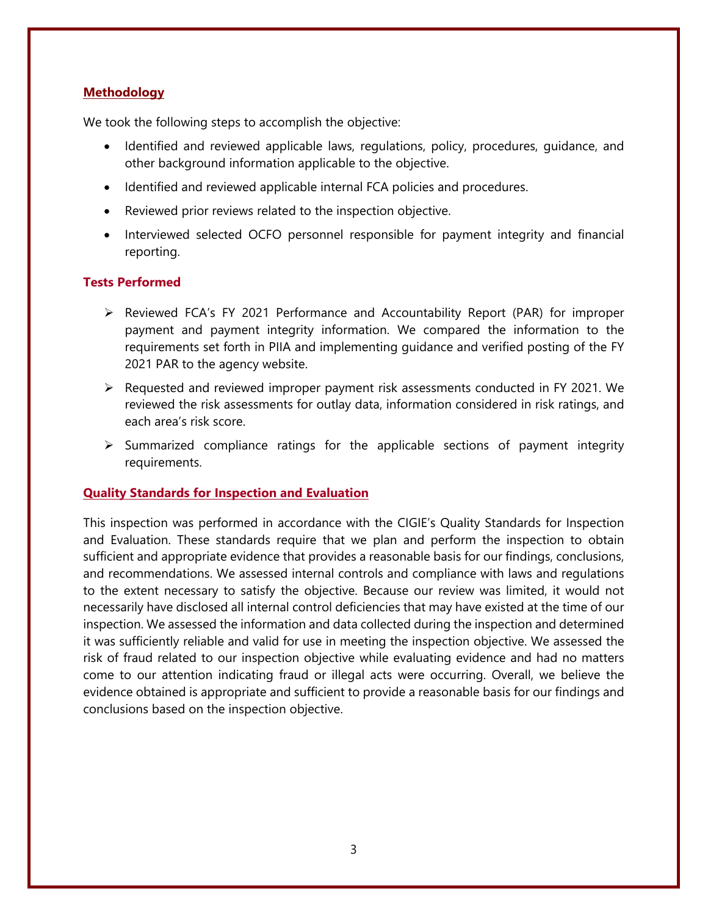## Methodology

We took the following steps to accomplish the objective:

- Identified and reviewed applicable laws, regulations, policy, procedures, guidance, and other background information applicable to the objective.
- Identified and reviewed applicable internal FCA policies and procedures.
- Reviewed prior reviews related to the inspection objective.
- Interviewed selected OCFO personnel responsible for payment integrity and financial reporting.

### Tests Performed

- Reviewed FCA's FY 2021 Performance and Accountability Report (PAR) for improper payment and payment integrity information. We compared the information to the requirements set forth in PIIA and implementing guidance and verified posting of the FY 2021 PAR to the agency website.
- Requested and reviewed improper payment risk assessments conducted in FY 2021. We reviewed the risk assessments for outlay data, information considered in risk ratings, and each area's risk score.
- Summarized compliance ratings for the applicable sections of payment integrity requirements.

## Quality Standards for Inspection and Evaluation

This inspection was performed in accordance with the CIGIE's Quality Standards for Inspection and Evaluation. These standards require that we plan and perform the inspection to obtain sufficient and appropriate evidence that provides a reasonable basis for our findings, conclusions, and recommendations. We assessed internal controls and compliance with laws and regulations to the extent necessary to satisfy the objective. Because our review was limited, it would not necessarily have disclosed all internal control deficiencies that may have existed at the time of our inspection. We assessed the information and data collected during the inspection and determined it was sufficiently reliable and valid for use in meeting the inspection objective. We assessed the risk of fraud related to our inspection objective while evaluating evidence and had no matters come to our attention indicating fraud or illegal acts were occurring. Overall, we believe the evidence obtained is appropriate and sufficient to provide a reasonable basis for our findings and conclusions based on the inspection objective.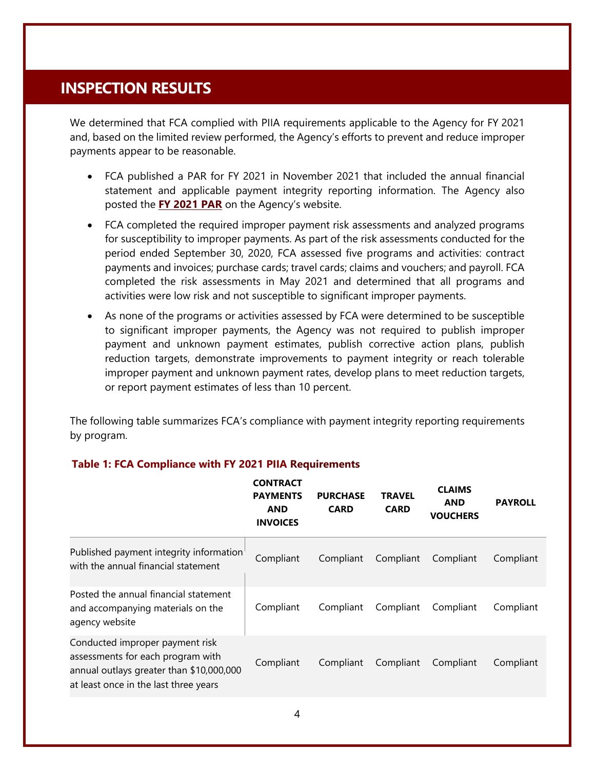## INSPECTION RESULTS

We determined that FCA complied with PIIA requirements applicable to the Agency for FY 2021 and, based on the limited review performed, the Agency's efforts to prevent and reduce improper payments appear to be reasonable.

- FCA published a PAR for FY 2021 in November 2021 that included the annual financial statement and applicable payment integrity reporting information. The Agency also posted the **FY 2021 PAR** on the Agency's website.
- FCA completed the required improper payment risk assessments and analyzed programs for susceptibility to improper payments. As part of the risk assessments conducted for the period ended September 30, 2020, FCA assessed five programs and activities: contract payments and invoices; purchase cards; travel cards; claims and vouchers; and payroll. FCA completed the risk assessments in May 2021 and determined that all programs and activities were low risk and not susceptible to significant improper payments.
- As none of the programs or activities assessed by FCA were determined to be susceptible to significant improper payments, the Agency was not required to publish improper payment and unknown payment estimates, publish corrective action plans, publish reduction targets, demonstrate improvements to payment integrity or reach tolerable improper payment and unknown payment rates, develop plans to meet reduction targets, or report payment estimates of less than 10 percent.

The following table summarizes FCA's compliance with payment integrity reporting requirements by program.

**Table 1: FCA Compliance with FY 2021 PIIA Requirements**

| | CONTRACT PAYMENTS AND INVOICES | PURCHASE CARD | TRAVEL CARD | CLAIMS AND VOUCHERS | PAYROLL |
|---|---|---|---|---|---|
| Published payment integrity information with the annual financial statement | Compliant | Compliant | Compliant | Compliant | Compliant |
| Posted the annual financial statement and accompanying materials on the agency website | Compliant | Compliant | Compliant | Compliant | Compliant |
| Conducted improper payment risk assessments for each program with annual outlays greater than $10,000,000 at least once in the last three years | Compliant | Compliant | Compliant | Compliant | Compliant |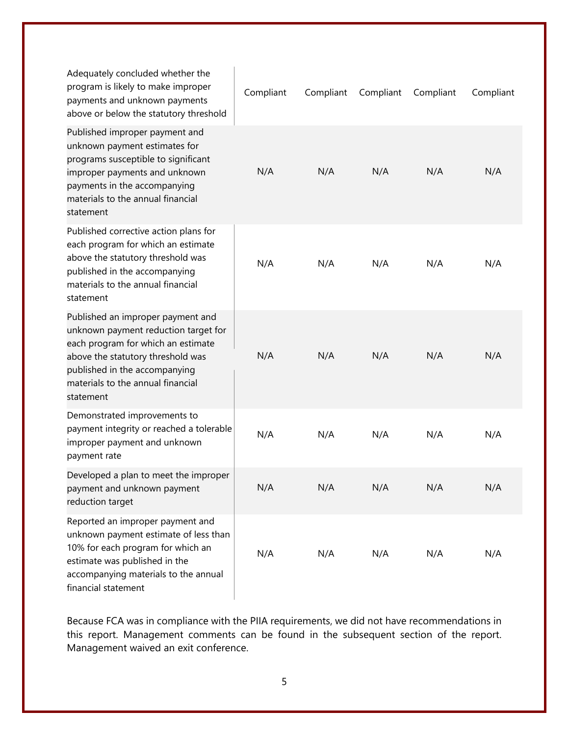| | | | | | |
|---|---|---|---|---|---|
| Adequately concluded whether the program is likely to make improper payments and unknown payments above or below the statutory threshold | Compliant | Compliant | Compliant | Compliant | Compliant |
| Published improper payment and unknown payment estimates for programs susceptible to significant improper payments and unknown payments in the accompanying materials to the annual financial statement | N/A | N/A | N/A | N/A | N/A |
| Published corrective action plans for each program for which an estimate above the statutory threshold was published in the accompanying materials to the annual financial statement | N/A | N/A | N/A | N/A | N/A |
| Published an improper payment and unknown payment reduction target for each program for which an estimate above the statutory threshold was published in the accompanying materials to the annual financial statement | N/A | N/A | N/A | N/A | N/A |
| Demonstrated improvements to payment integrity or reached a tolerable improper payment and unknown payment rate | N/A | N/A | N/A | N/A | N/A |
| Developed a plan to meet the improper payment and unknown payment reduction target | N/A | N/A | N/A | N/A | N/A |
| Reported an improper payment and unknown payment estimate of less than 10% for each program for which an estimate was published in the accompanying materials to the annual financial statement | N/A | N/A | N/A | N/A | N/A |

Because FCA was in compliance with the PIIA requirements, we did not have recommendations in this report. Management comments can be found in the subsequent section of the report. Management waived an exit conference.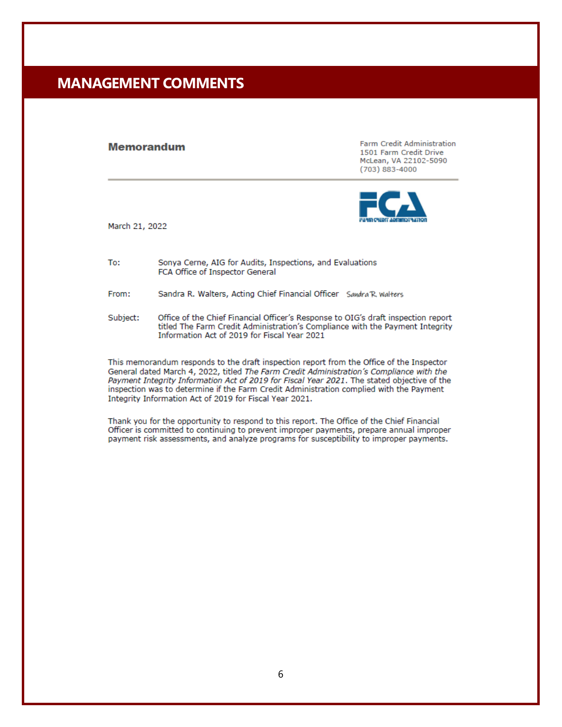# MANAGEMENT COMMENTS

**Memorandum**

Farm Credit Administration
1501 Farm Credit Drive
McLean, VA 22102-5090
(703) 883-4000

March 21, 2022

| | |
|---|---|
| To: | Sonya Cerne, AIG for Audits, Inspections, and Evaluations<br>FCA Office of Inspector General |
| From: | Sandra R. Walters, Acting Chief Financial Officer *Sandra R. Walters* |
| Subject: | Office of the Chief Financial Officer's Response to OIG's draft inspection report titled The Farm Credit Administration's Compliance with the Payment Integrity Information Act of 2019 for Fiscal Year 2021 |

This memorandum responds to the draft inspection report from the Office of the Inspector General dated March 4, 2022, titled *The Farm Credit Administration's Compliance with the Payment Integrity Information Act of 2019 for Fiscal Year 2021*. The stated objective of the inspection was to determine if the Farm Credit Administration complied with the Payment Integrity Information Act of 2019 for Fiscal Year 2021.

Thank you for the opportunity to respond to this report. The Office of the Chief Financial Officer is committed to continuing to prevent improper payments, prepare annual improper payment risk assessments, and analyze programs for susceptibility to improper payments.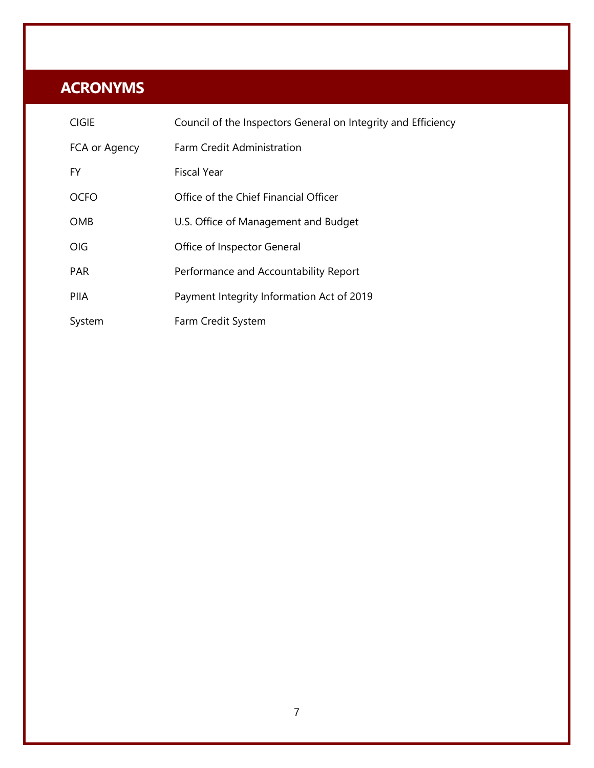## ACRONYMS

| | |
|---|---|
| CIGIE | Council of the Inspectors General on Integrity and Efficiency |
| FCA or Agency | Farm Credit Administration |
| FY | Fiscal Year |
| OCFO | Office of the Chief Financial Officer |
| OMB | U.S. Office of Management and Budget |
| OIG | Office of Inspector General |
| PAR | Performance and Accountability Report |
| PIIA | Payment Integrity Information Act of 2019 |
| System | Farm Credit System |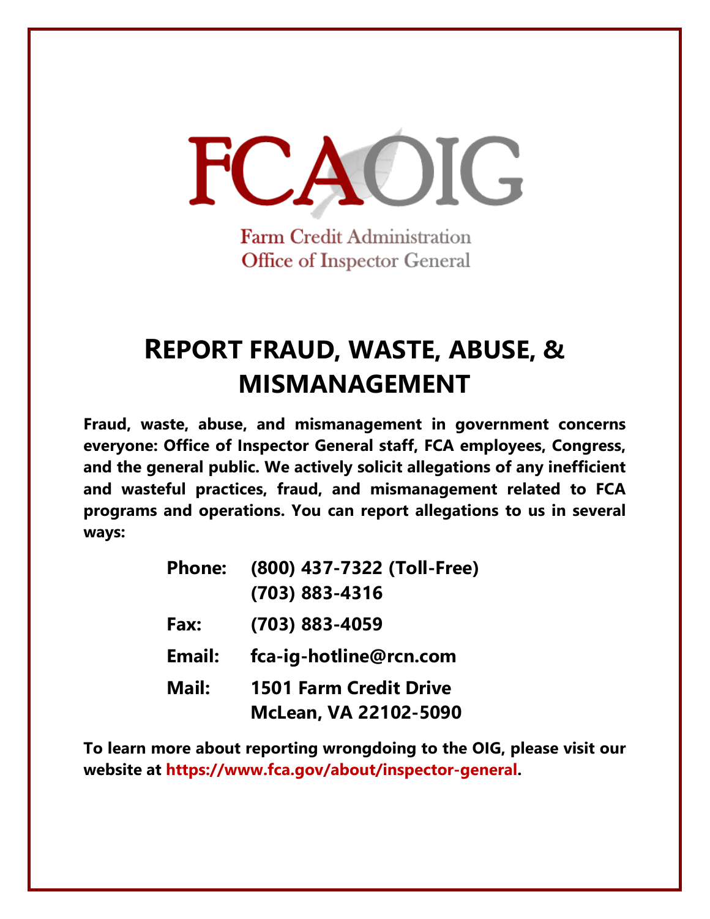FCA OIG

Farm Credit Administration
Office of Inspector General

# REPORT FRAUD, WASTE, ABUSE, & MISMANAGEMENT

**Fraud, waste, abuse, and mismanagement in government concerns everyone: Office of Inspector General staff, FCA employees, Congress, and the general public. We actively solicit allegations of any inefficient and wasteful practices, fraud, and mismanagement related to FCA programs and operations. You can report allegations to us in several ways:**

**Phone:** (800) 437-7322 (Toll-Free)
(703) 883-4316

**Fax:** (703) 883-4059

**Email:** fca-ig-hotline@rcn.com

**Mail:** 1501 Farm Credit Drive
McLean, VA 22102-5090

**To learn more about reporting wrongdoing to the OIG, please visit our website at https://www.fca.gov/about/inspector-general.**